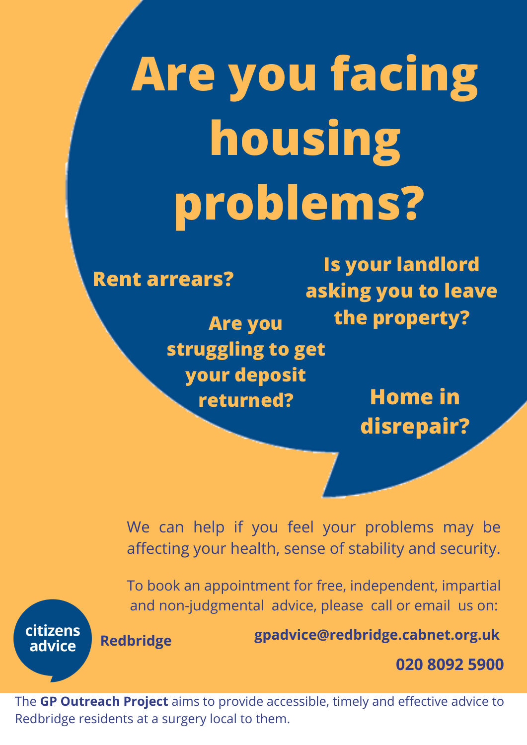# Are you facing housing problems?

**Rent arrears?**

**Is your landlord asking you to leave the property?**

**Are you struggling to get your deposit returned?**

**Home in disrepair?**

We can help if you feel your problems may be affecting your health, sense of stability and security.

To book an appointment for free, independent, impartial and non-judgmental advice, please call or email us on:

**gpadvice@redbridge.cabnet.org.uk**

**020 8092 5900**

citizens advice **Redbridge**

The **GP Outreach Project** aims to provide accessible, timely and effective advice to Redbridge residents at a surgery local to them.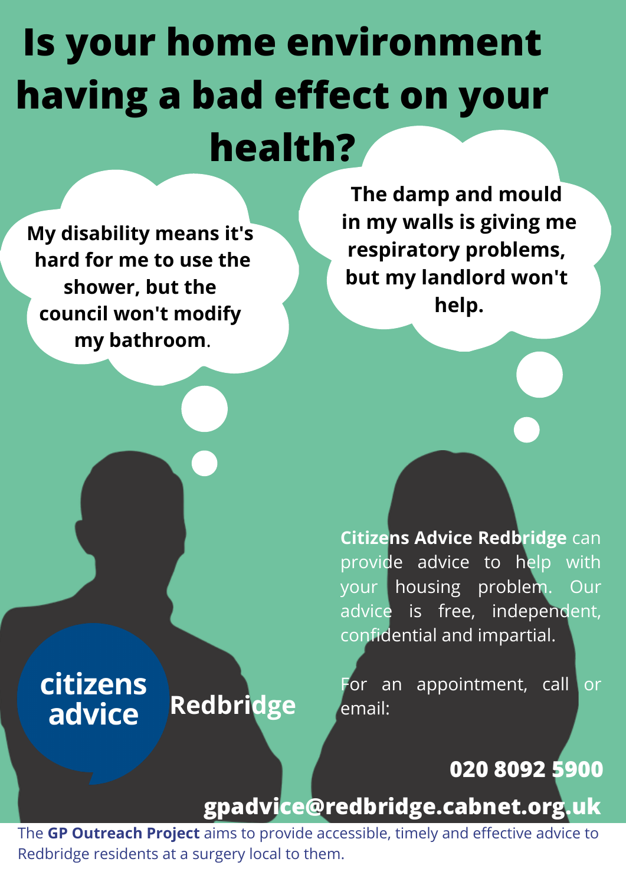# Is your home environment having a bad effect on your health?

**My disability means it's hard for me to use the shower, but the council won't modify my bathroom.**

**The damp and mould in my walls is giving me respiratory problems, but my landlord won't help.**

citizens advice Redbridge

**Citizens Advice Redbridge** can provide advice to help with your housing problem. Our advice is free, independent, confidential and impartial.

For an appointment, call or email:

**020 8092 5900**

**gpadvice@redbridge.cabnet.org.uk**

The **GP Outreach Project** aims to provide accessible, timely and effective advice to Redbridge residents at a surgery local to them.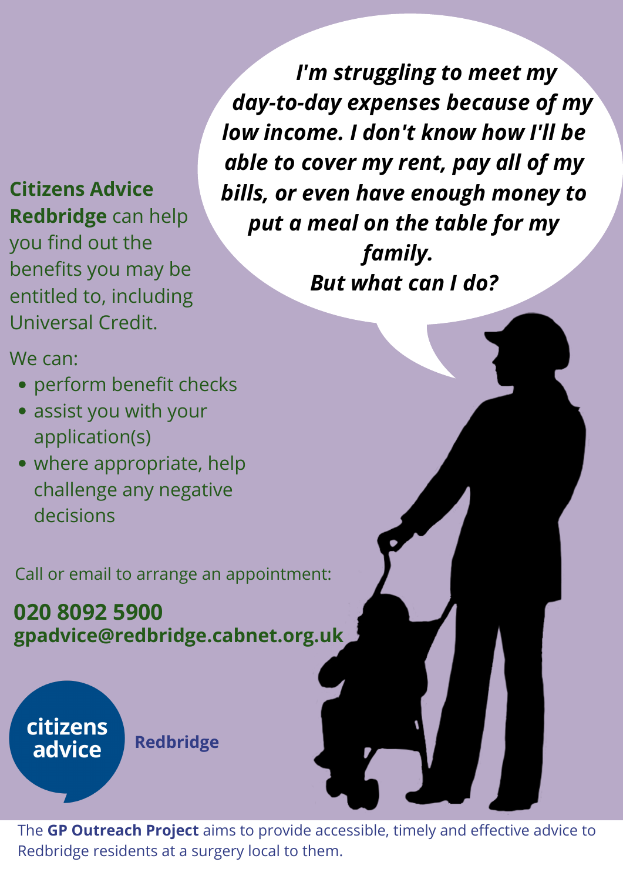***I'm struggling to meet my day-to-day expenses because of my low income. I don't know how I'll be able to cover my rent, pay all of my bills, or even have enough money to put a meal on the table for my family.***
***But what can I do?***

**Citizens Advice Redbridge** can help you find out the benefits you may be entitled to, including Universal Credit.

We can:

- perform benefit checks
- assist you with your application(s)
- where appropriate, help challenge any negative decisions

Call or email to arrange an appointment:

**020 8092 5900**
**gpadvice@redbridge.cabnet.org.uk**

citizens advice **Redbridge**

The **GP Outreach Project** aims to provide accessible, timely and effective advice to Redbridge residents at a surgery local to them.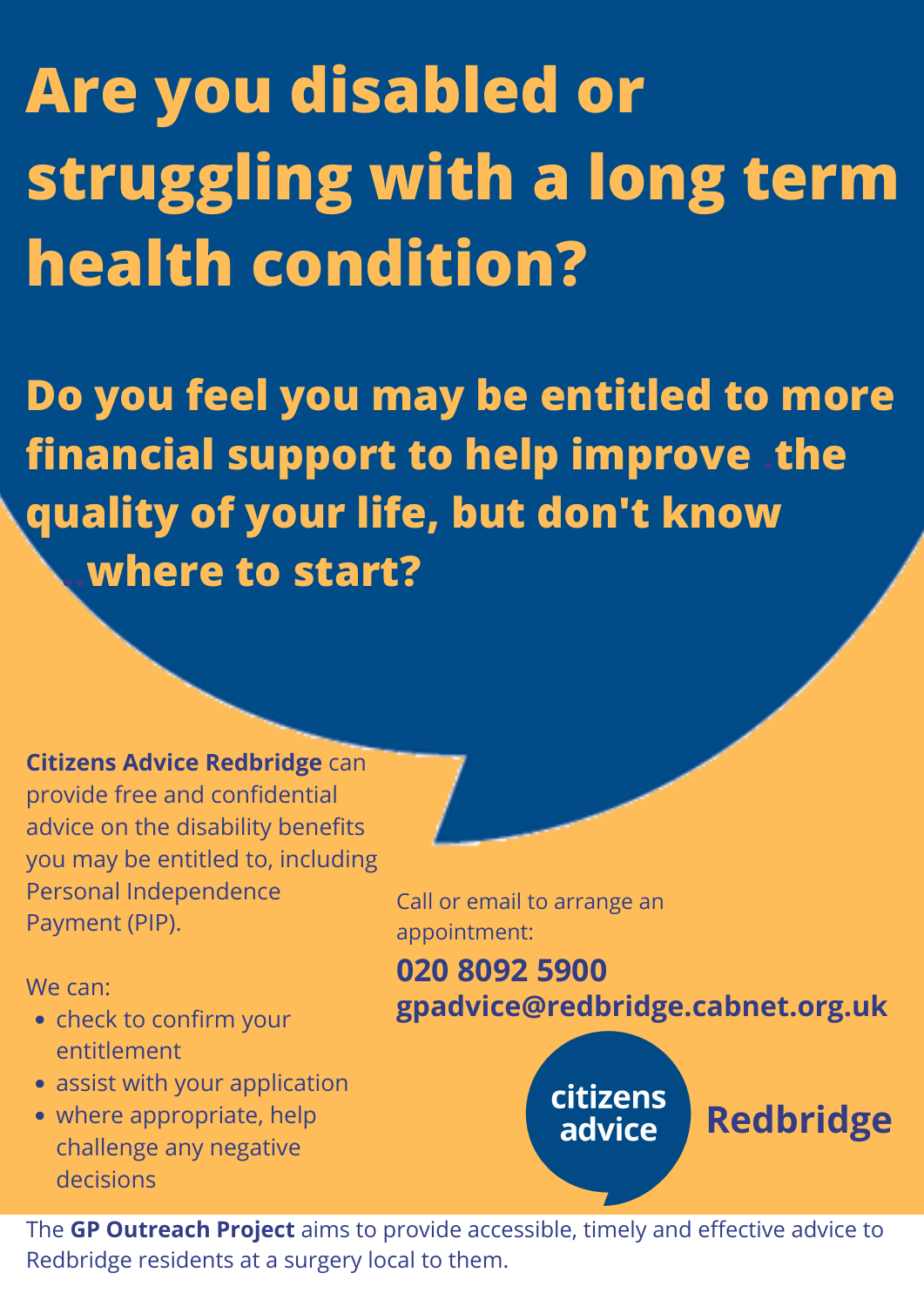# Are you disabled or struggling with a long term health condition?

## Do you feel you may be entitled to more financial support to help improve the quality of your life, but don't know where to start?

**Citizens Advice Redbridge** can provide free and confidential advice on the disability benefits you may be entitled to, including Personal Independence Payment (PIP).

We can:

- check to confirm your entitlement
- assist with your application
- where appropriate, help challenge any negative decisions

Call or email to arrange an appointment:

**020 8092 5900**
**gpadvice@redbridge.cabnet.org.uk**

citizens advice **Redbridge**

The **GP Outreach Project** aims to provide accessible, timely and effective advice to Redbridge residents at a surgery local to them.